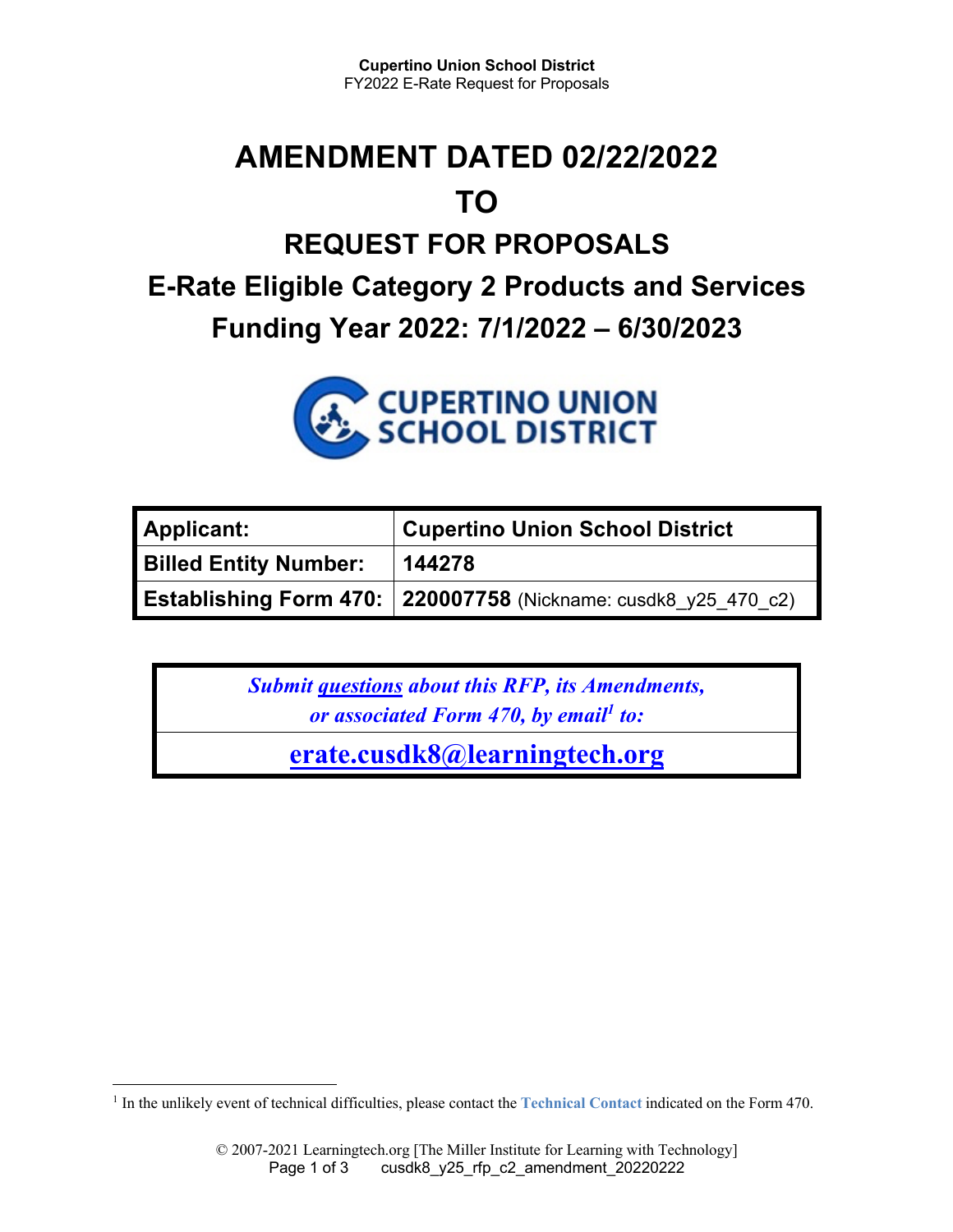# AMENDMENT DATED 02/22/2022

# TO

## REQUEST FOR PROPOSALS

## E-Rate Eligible Category 2 Products and Services

## Funding Year 2022: 7/1/2022 – 6/30/2023

CUPERTINO UNION SCHOOL DISTRICT

| Applicant: | Cupertino Union School District |
|---|---|
| Billed Entity Number: | 144278 |
| Establishing Form 470: | 220007758 (Nickname: cusdk8_y25_470_c2) |

| *Submit questions about this RFP, its Amendments, or associated Form 470, by email[1] to:* |
|---|
| **erate.cusdk8@learningtech.org** |

[1] In the unlikely event of technical difficulties, please contact the **Technical Contact** indicated on the Form 470.

© 2007-2021 Learningtech.org [The Miller Institute for Learning with Technology]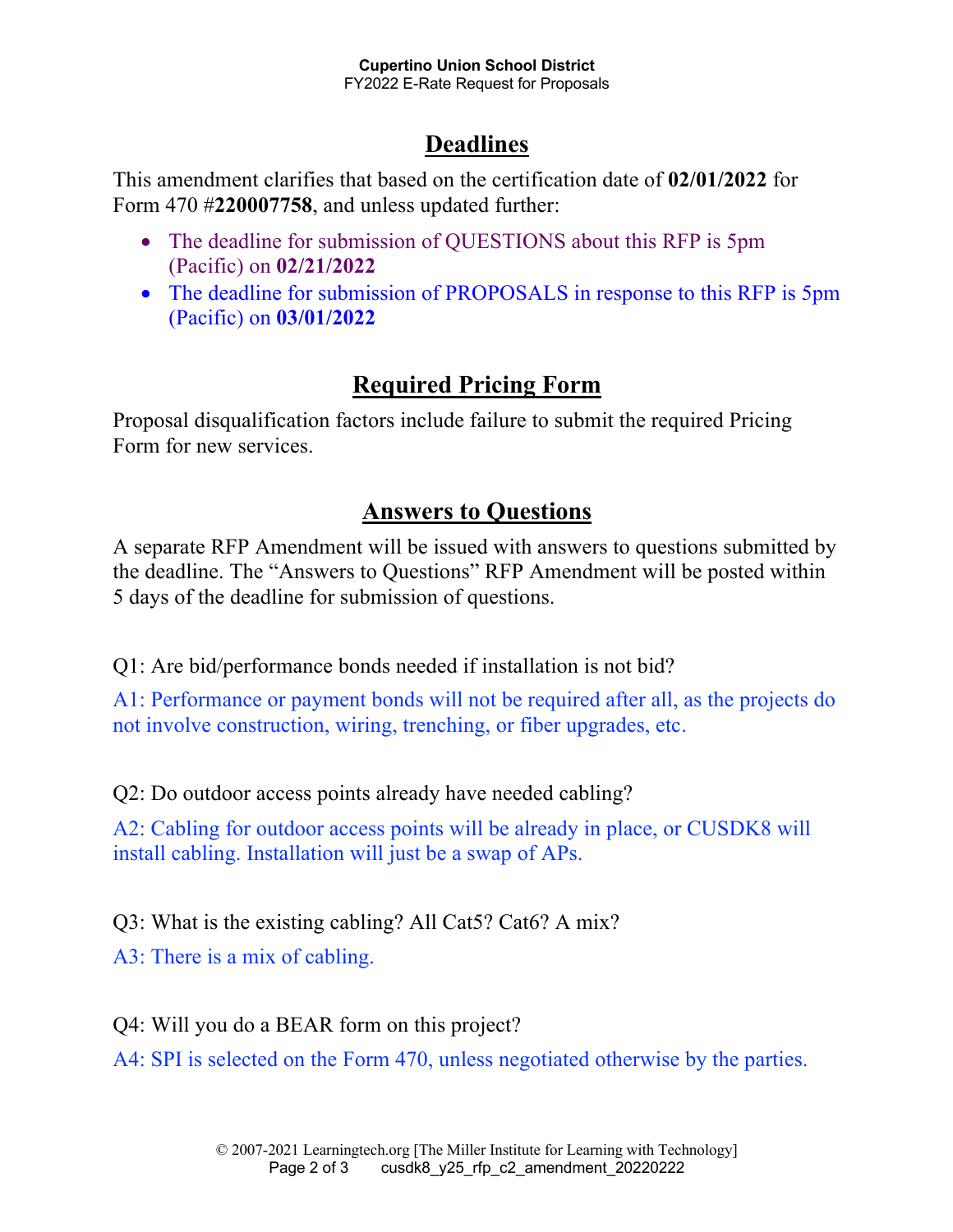## Deadlines

This amendment clarifies that based on the certification date of **02/01/2022** for Form 470 #**220007758**, and unless updated further:

- The deadline for submission of QUESTIONS about this RFP is 5pm (Pacific) on **02/21/2022**
- The deadline for submission of PROPOSALS in response to this RFP is 5pm (Pacific) on **03/01/2022**

## Required Pricing Form

Proposal disqualification factors include failure to submit the required Pricing Form for new services.

## Answers to Questions

A separate RFP Amendment will be issued with answers to questions submitted by the deadline. The "Answers to Questions" RFP Amendment will be posted within 5 days of the deadline for submission of questions.

Q1: Are bid/performance bonds needed if installation is not bid?

A1: Performance or payment bonds will not be required after all, as the projects do not involve construction, wiring, trenching, or fiber upgrades, etc.

Q2: Do outdoor access points already have needed cabling?

A2: Cabling for outdoor access points will be already in place, or CUSDK8 will install cabling. Installation will just be a swap of APs.

Q3: What is the existing cabling? All Cat5? Cat6? A mix?

A3: There is a mix of cabling.

Q4: Will you do a BEAR form on this project?

A4: SPI is selected on the Form 470, unless negotiated otherwise by the parties.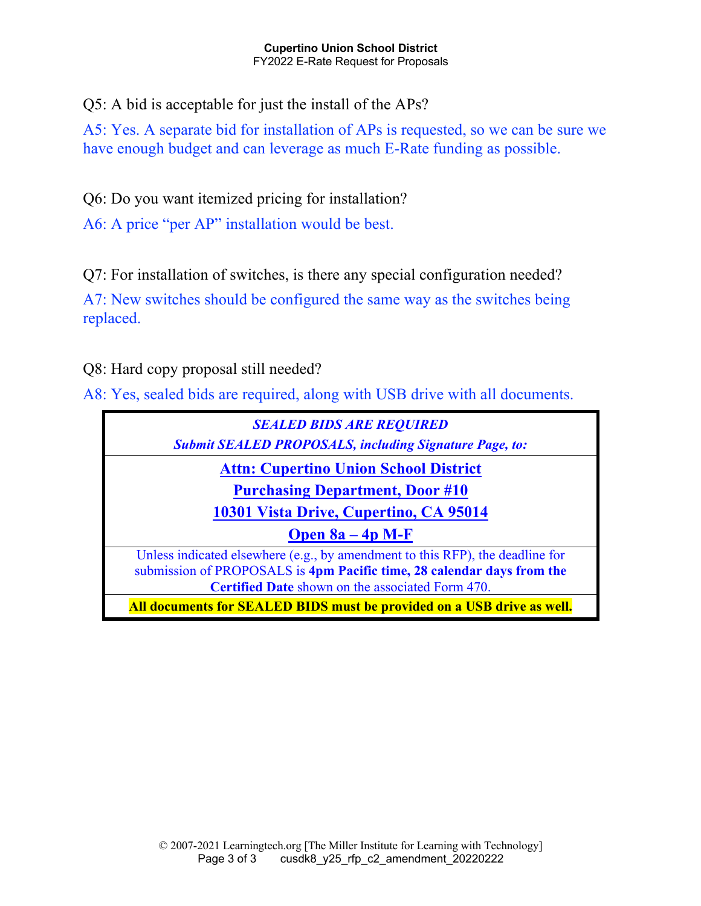Q5: A bid is acceptable for just the install of the APs?

A5: Yes. A separate bid for installation of APs is requested, so we can be sure we have enough budget and can leverage as much E-Rate funding as possible.

Q6: Do you want itemized pricing for installation?

A6: A price "per AP" installation would be best.

Q7: For installation of switches, is there any special configuration needed?

A7: New switches should be configured the same way as the switches being replaced.

Q8: Hard copy proposal still needed?

A8: Yes, sealed bids are required, along with USB drive with all documents.

| |
|---|
| ***SEALED BIDS ARE REQUIRED*** <br> ***Submit SEALED PROPOSALS, including Signature Page, to:*** |
| **Attn: Cupertino Union School District** <br> **Purchasing Department, Door #10** <br> **10301 Vista Drive, Cupertino, CA 95014** <br> **Open 8a – 4p M-F** |
| Unless indicated elsewhere (e.g., by amendment to this RFP), the deadline for submission of PROPOSALS is **4pm Pacific time, 28 calendar days from the Certified Date** shown on the associated Form 470. |
| **All documents for SEALED BIDS must be provided on a USB drive as well.** |

© 2007-2021 Learningtech.org [The Miller Institute for Learning with Technology]
cusdk8_y25_rfp_c2_amendment_20220222